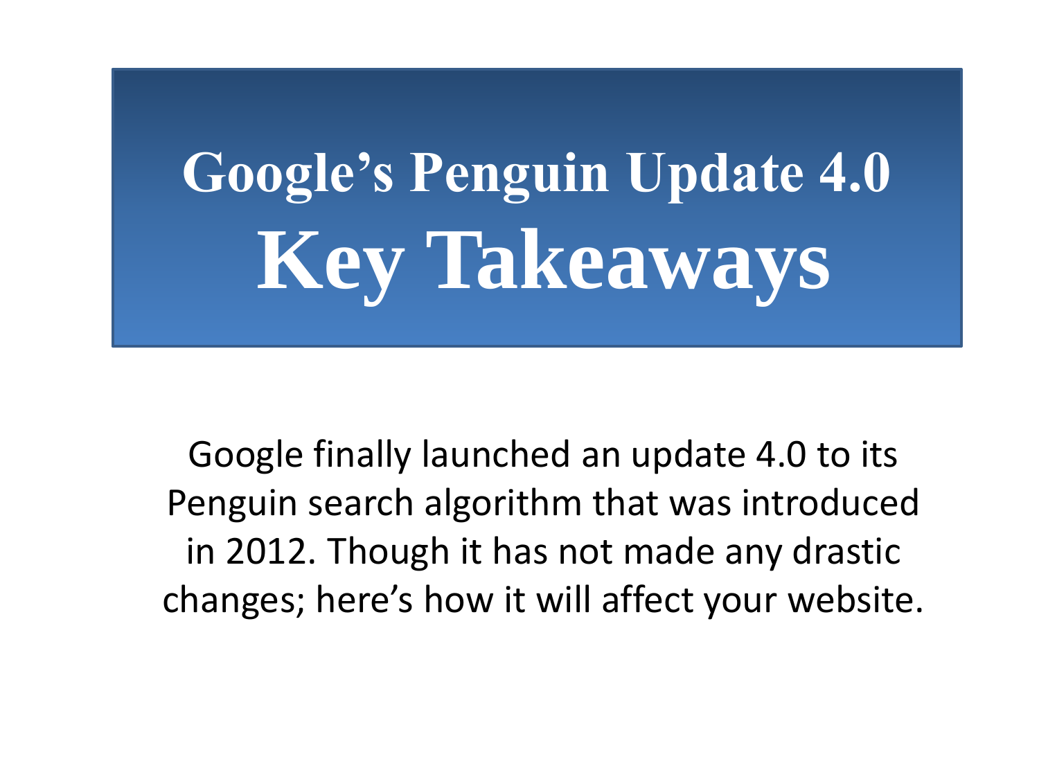# Google's Penguin Update 4.0 Key Takeaways

Google finally launched an update 4.0 to its Penguin search algorithm that was introduced in 2012. Though it has not made any drastic changes; here's how it will affect your website.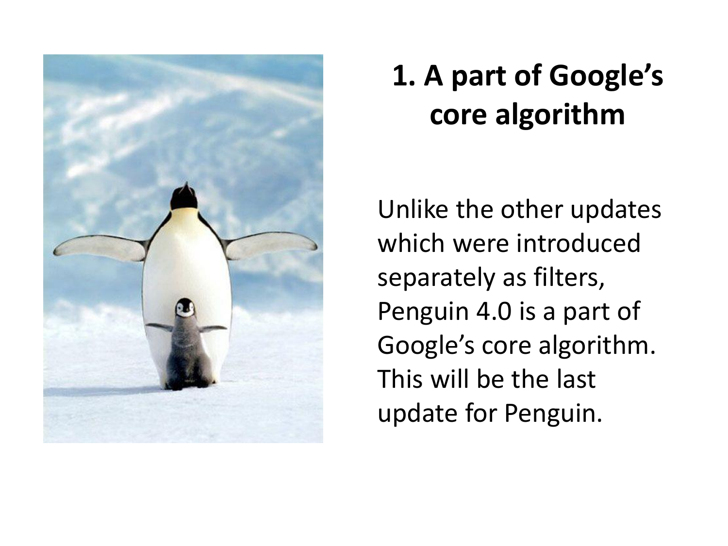# 1. A part of Google's core algorithm

Unlike the other updates which were introduced separately as filters, Penguin 4.0 is a part of Google's core algorithm. This will be the last update for Penguin.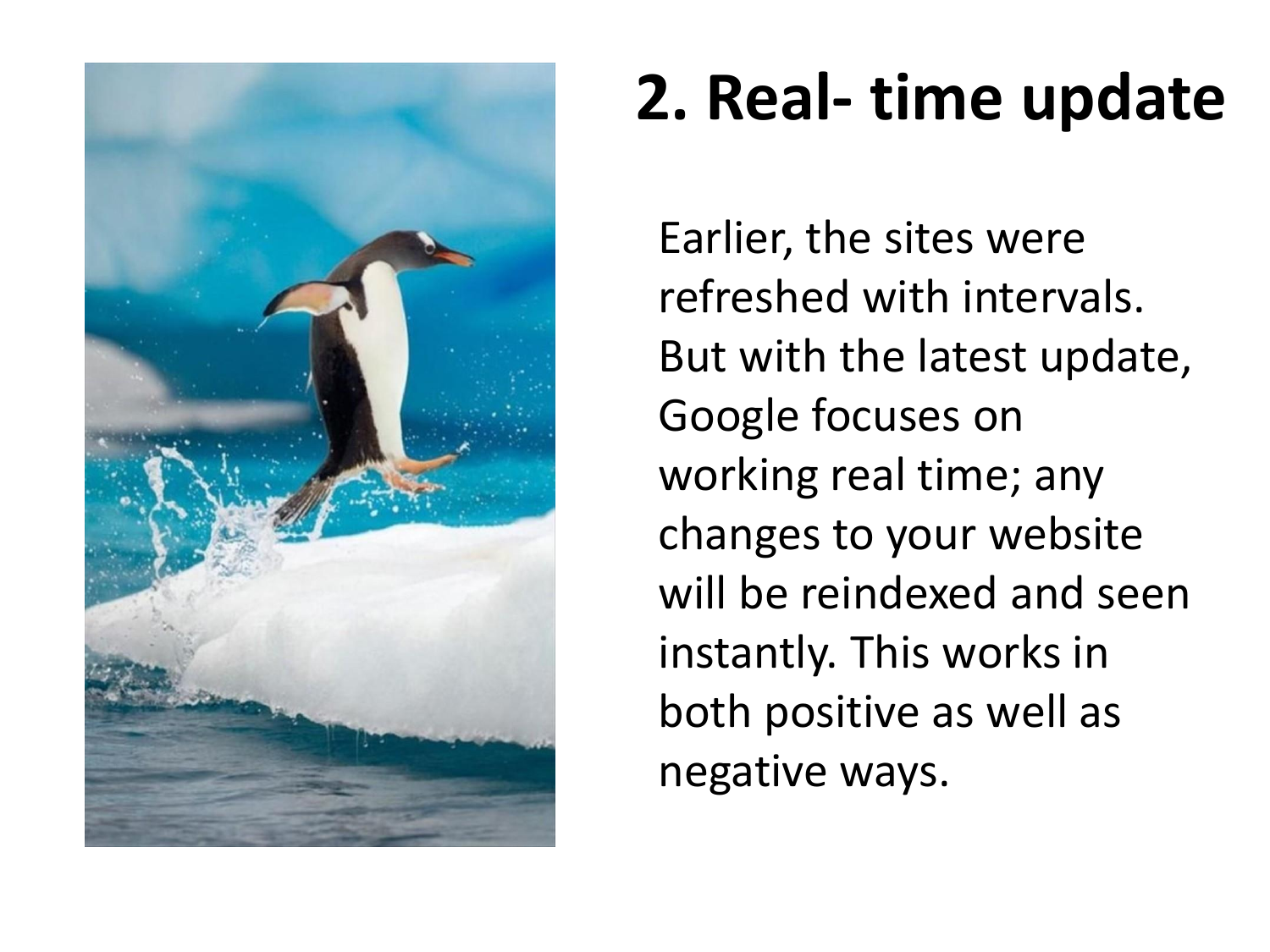## 2. Real- time update

Earlier, the sites were refreshed with intervals. But with the latest update, Google focuses on working real time; any changes to your website will be reindexed and seen instantly. This works in both positive as well as negative ways.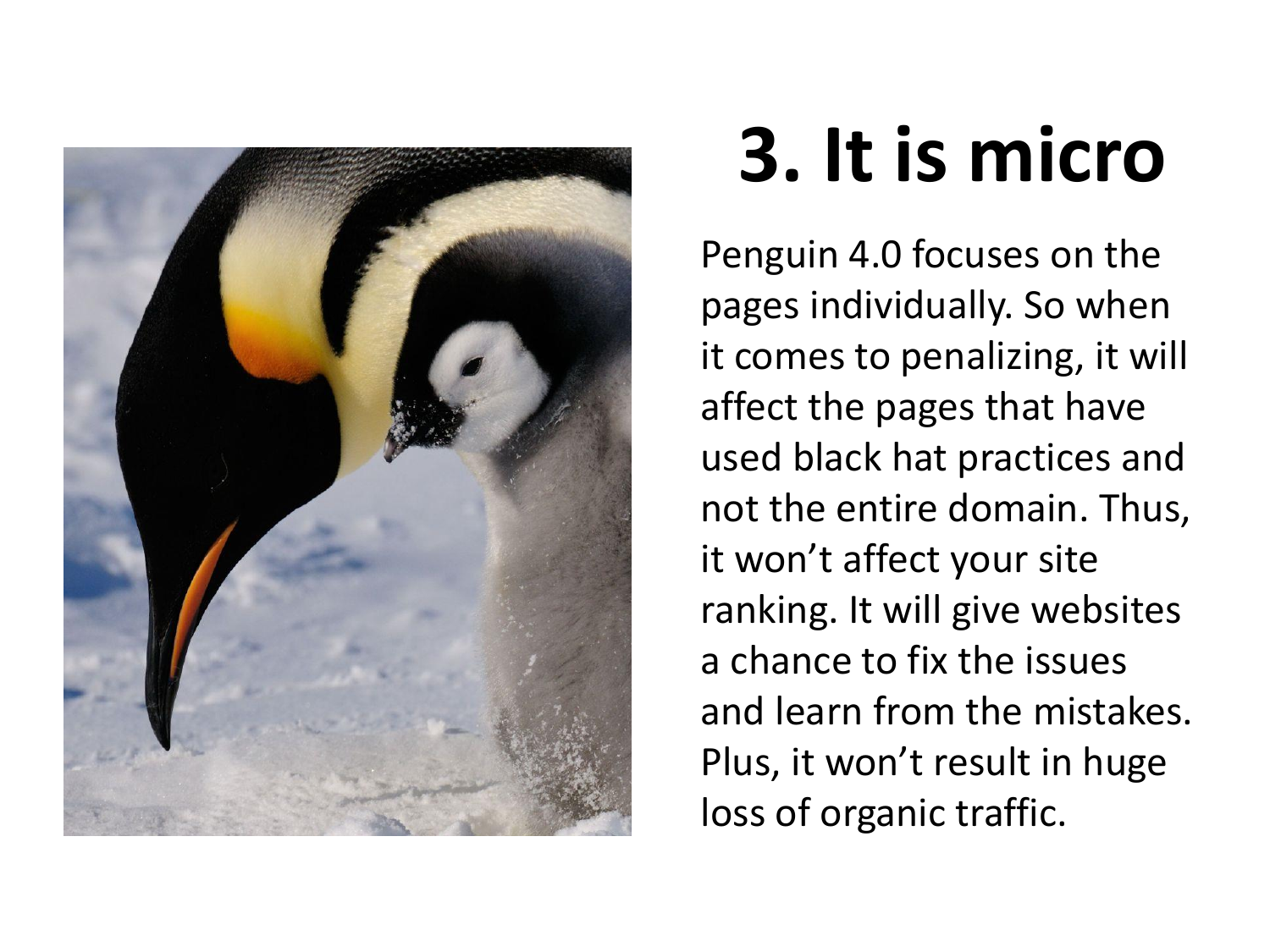# 3. It is micro

Penguin 4.0 focuses on the pages individually. So when it comes to penalizing, it will affect the pages that have used black hat practices and not the entire domain. Thus, it won't affect your site ranking. It will give websites a chance to fix the issues and learn from the mistakes. Plus, it won't result in huge loss of organic traffic.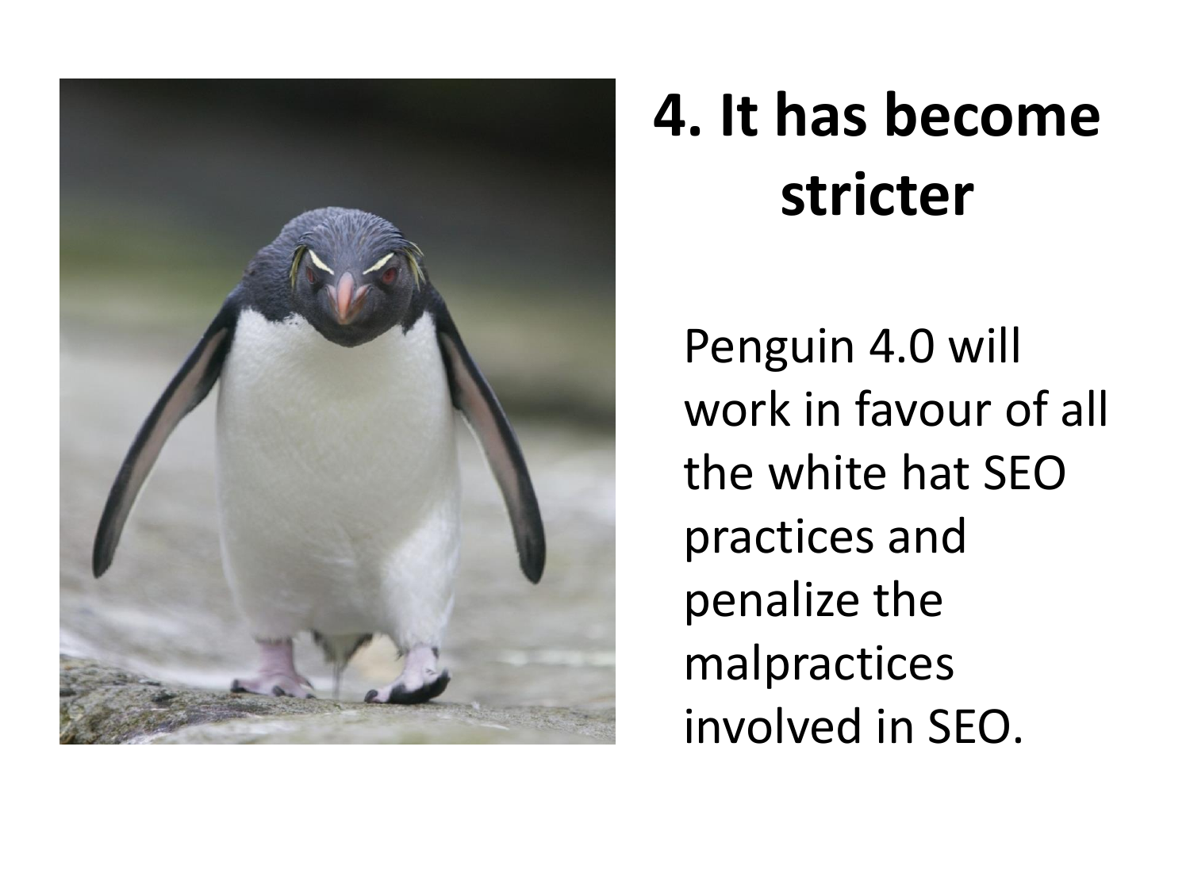# 4. It has become stricter

Penguin 4.0 will work in favour of all the white hat SEO practices and penalize the malpractices involved in SEO.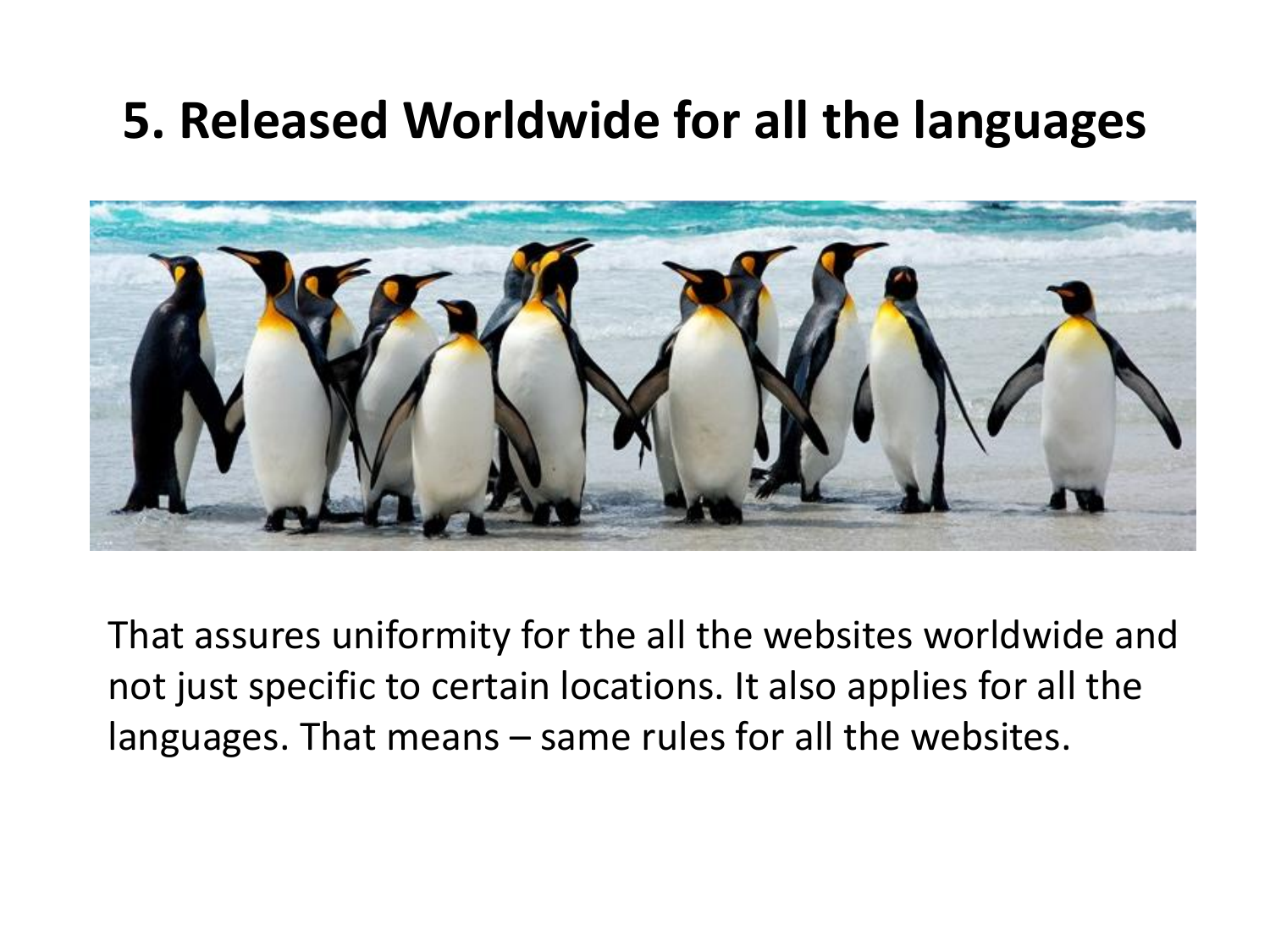# 5. Released Worldwide for all the languages

That assures uniformity for the all the websites worldwide and not just specific to certain locations. It also applies for all the languages. That means – same rules for all the websites.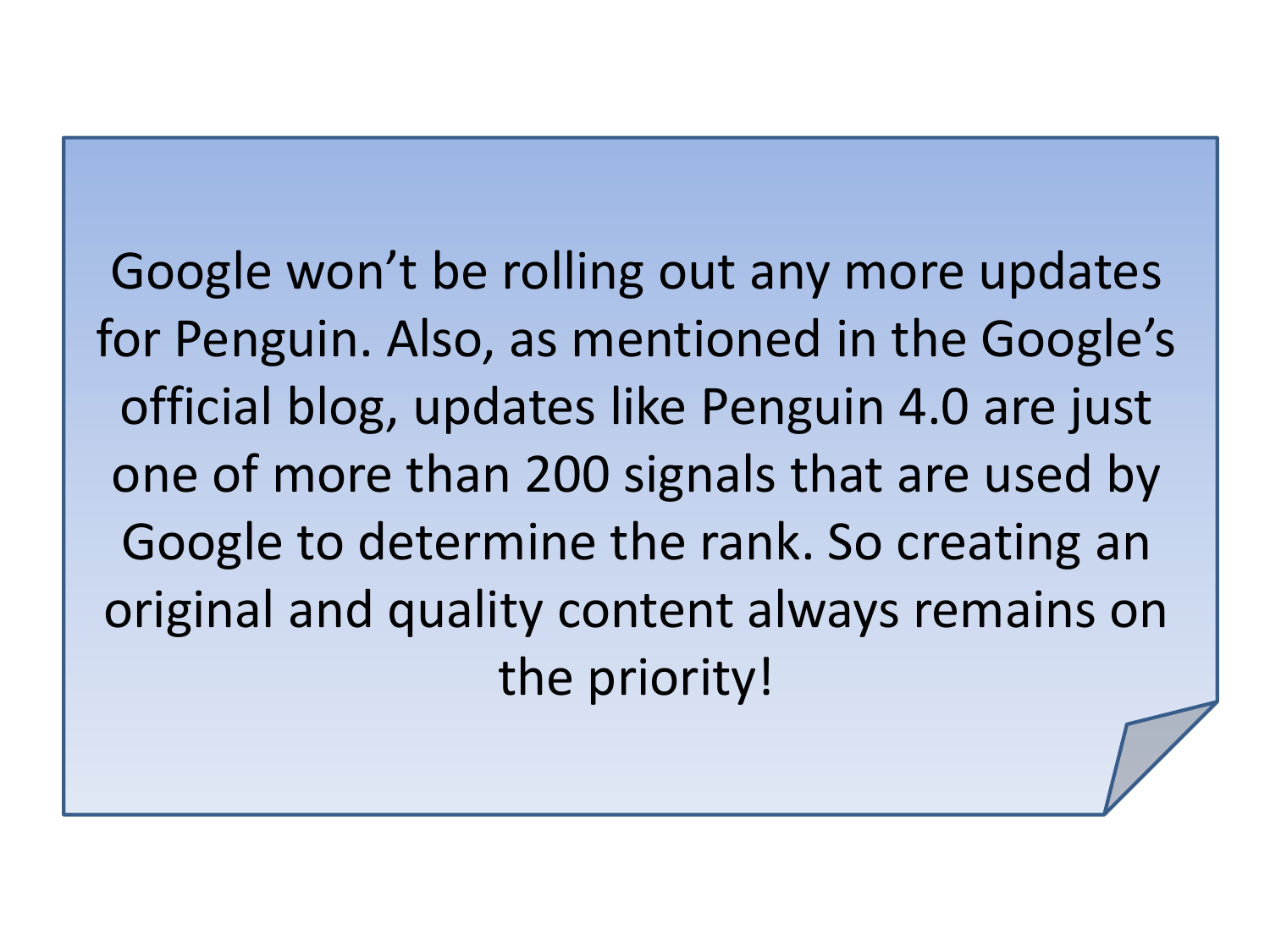Google won’t be rolling out any more updates for Penguin. Also, as mentioned in the Google’s official blog, updates like Penguin 4.0 are just one of more than 200 signals that are used by Google to determine the rank. So creating an original and quality content always remains on the priority!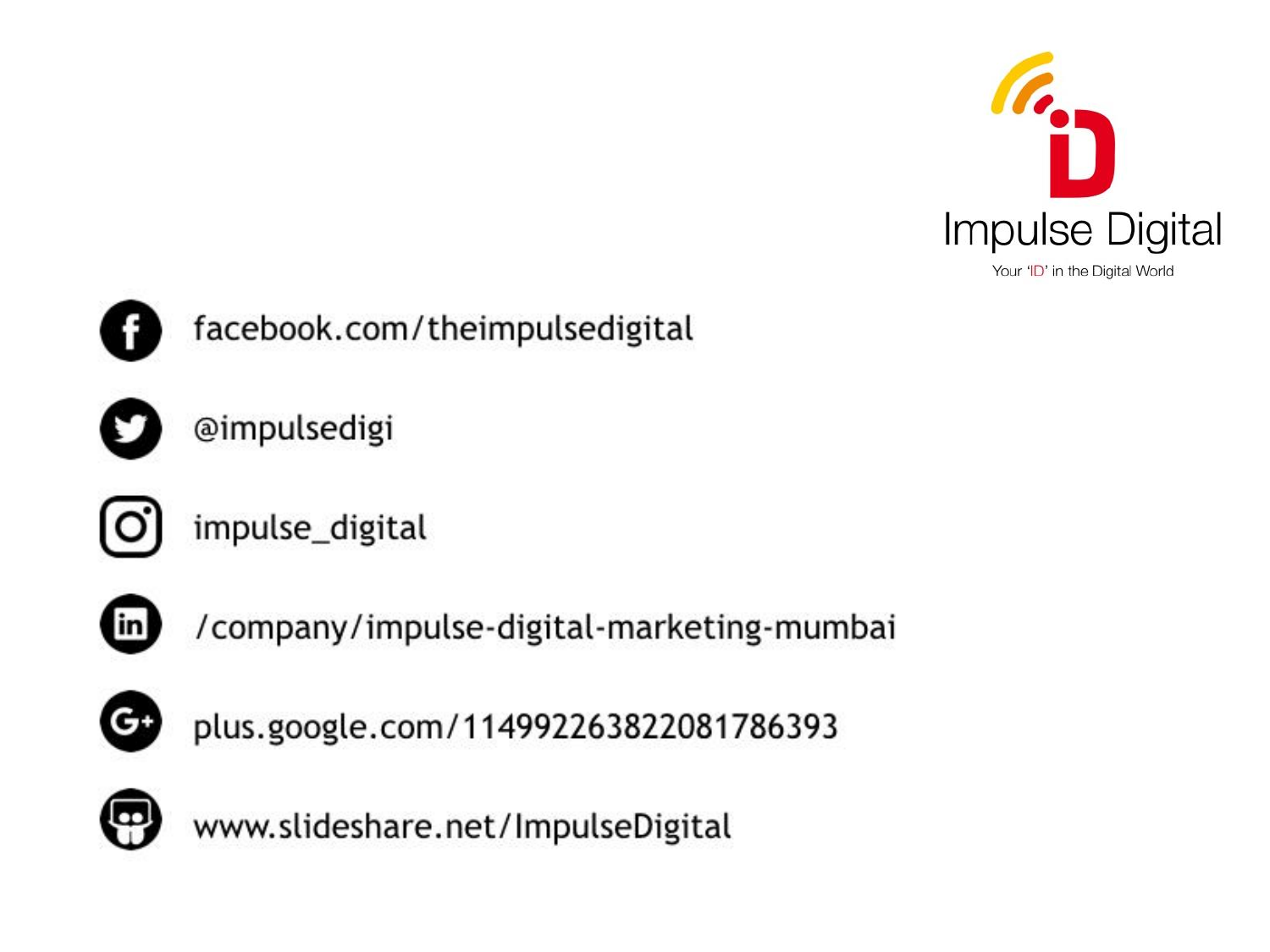Impulse Digital

Your 'ID' in the Digital World

facebook.com/theimpulsedigital

@impulsedigi

impulse_digital

/company/impulse-digital-marketing-mumbai

plus.google.com/114992263822081786393

www.slideshare.net/ImpulseDigital